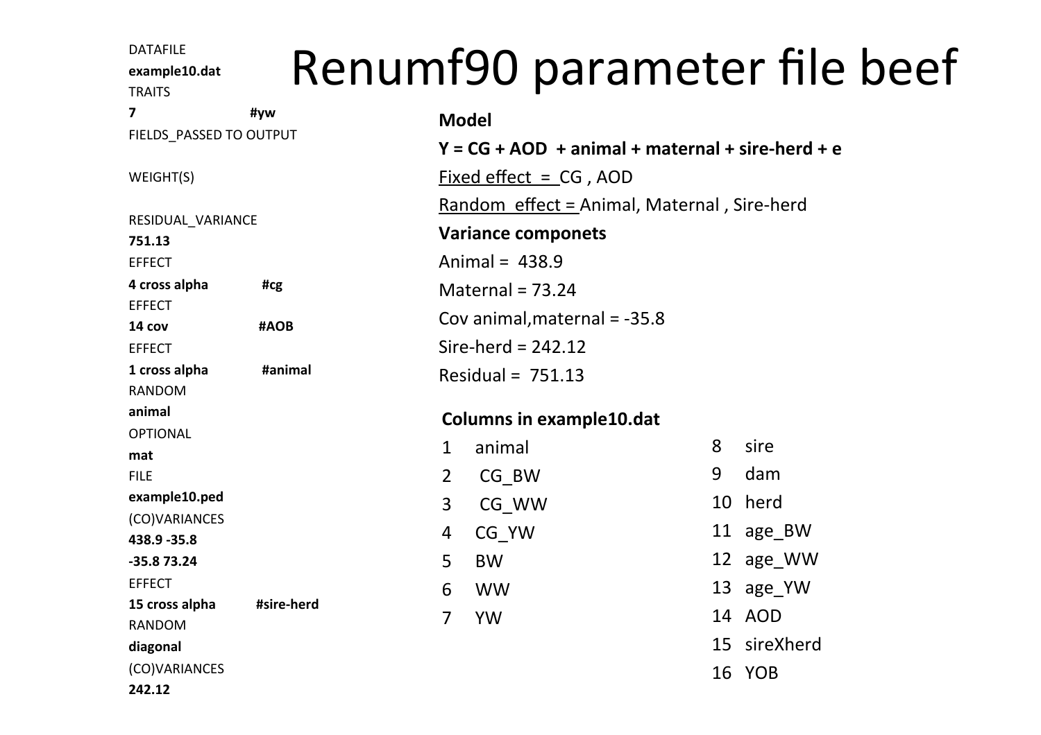# Renumf90 parameter file beef

```
DATAFILE
example10.dat
TRAITS
7                  #yw
FIELDS_PASSED TO OUTPUT

WEIGHT(S)

RESIDUAL_VARIANCE
751.13
EFFECT
4 cross alpha          #cg
EFFECT
14 cov                 #AOB
EFFECT
1 cross alpha          #animal
RANDOM
animal
OPTIONAL
mat
FILE
example10.ped
(CO)VARIANCES
438.9 -35.8
-35.8 73.24
EFFECT
15 cross alpha         #sire-herd
RANDOM
diagonal
(CO)VARIANCES
242.12
```

**Model**

**Y = CG + AOD + animal + maternal + sire-herd + e**

Fixed effect = CG , AOD

Random effect = Animal, Maternal , Sire-herd

**Variance componets**

Animal = 438.9

Maternal = 73.24

Cov animal,maternal = -35.8

Sire-herd = 242.12

Residual = 751.13

**Columns in example10.dat**

| | | | |
|---|---|---|---|
| 1 | animal | 8 | sire |
| 2 | CG_BW | 9 | dam |
| 3 | CG_WW | 10 | herd |
| 4 | CG_YW | 11 | age_BW |
| 5 | BW | 12 | age_WW |
| 6 | WW | 13 | age_YW |
| 7 | YW | 14 | AOD |
| | | 15 | sireXherd |
| | | 16 | YOB |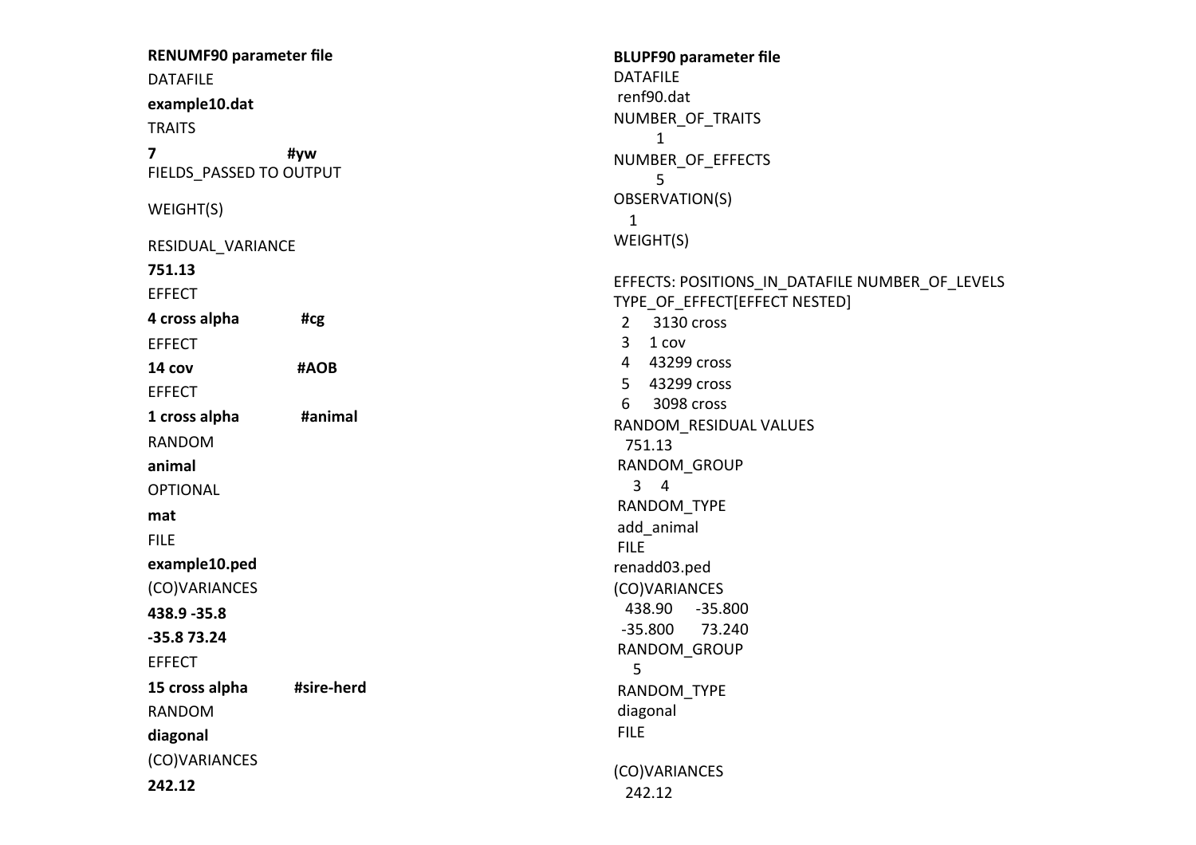**RENUMF90 parameter file**

```
DATAFILE
example10.dat
TRAITS
7                    #yw
FIELDS_PASSED TO OUTPUT

WEIGHT(S)

RESIDUAL_VARIANCE
751.13
EFFECT
4 cross alpha        #cg
EFFECT
14 cov               #AOB
EFFECT
1 cross alpha        #animal
RANDOM
animal
OPTIONAL
mat
FILE
example10.ped
(CO)VARIANCES
438.9 -35.8
-35.8 73.24
EFFECT
15 cross alpha       #sire-herd
RANDOM
diagonal
(CO)VARIANCES
242.12
```

**BLUPF90 parameter file**

```
DATAFILE
 renf90.dat
NUMBER_OF_TRAITS
        1
NUMBER_OF_EFFECTS
        5
OBSERVATION(S)
   1
WEIGHT(S)

EFFECTS: POSITIONS_IN_DATAFILE NUMBER_OF_LEVELS TYPE_OF_EFFECT[EFFECT NESTED]
  2     3130 cross
  3    1 cov
  4    43299 cross
  5    43299 cross
  6     3098 cross
RANDOM_RESIDUAL VALUES
  751.13
 RANDOM_GROUP
    3    4
 RANDOM_TYPE
 add_animal
 FILE
renadd03.ped
(CO)VARIANCES
  438.90     -35.800
 -35.800      73.240
 RANDOM_GROUP
    5
 RANDOM_TYPE
 diagonal
 FILE

(CO)VARIANCES
  242.12
```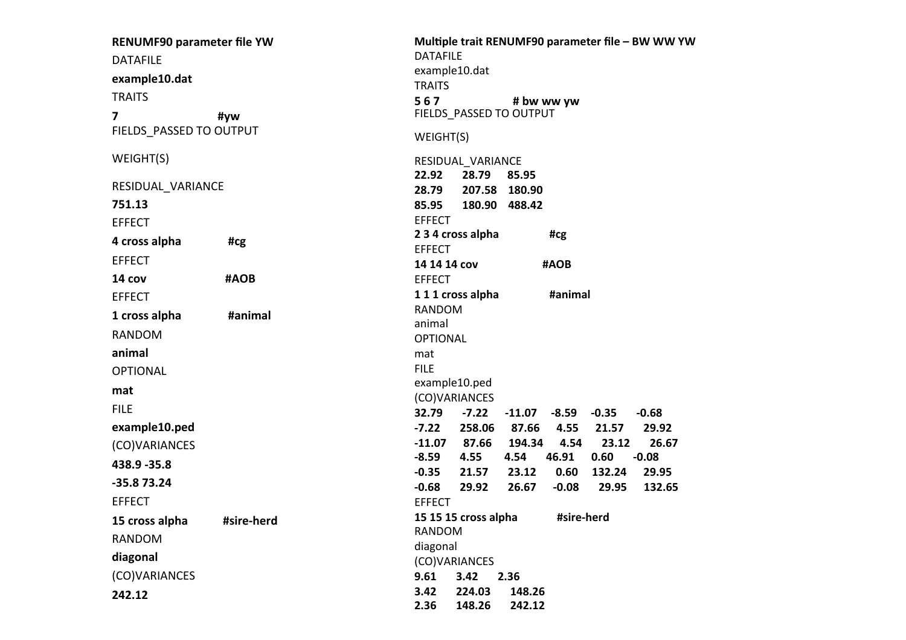**RENUMF90 parameter file YW**

DATAFILE

**example10.dat**

TRAITS

**7 #yw**

FIELDS_PASSED TO OUTPUT

WEIGHT(S)

RESIDUAL_VARIANCE

**751.13**

EFFECT

**4 cross alpha #cg**

EFFECT

**14 cov #AOB**

EFFECT

**1 cross alpha #animal**

RANDOM

**animal**

OPTIONAL

**mat**

FILE

**example10.ped**

(CO)VARIANCES

**438.9 -35.8**

**-35.8 73.24**

EFFECT

**15 cross alpha #sire-herd**

RANDOM

**diagonal**

(CO)VARIANCES

**242.12**

**Multiple trait RENUMF90 parameter file – BW WW YW**

DATAFILE

example10.dat

TRAITS

**5 6 7 # bw ww yw**

FIELDS_PASSED TO OUTPUT

WEIGHT(S)

RESIDUAL_VARIANCE

**22.92 28.79 85.95**

**28.79 207.58 180.90**

**85.95 180.90 488.42**

EFFECT

**2 3 4 cross alpha #cg**

EFFECT

**14 14 14 cov #AOB**

EFFECT

**1 1 1 cross alpha #animal**

RANDOM

animal

OPTIONAL

mat

FILE

example10.ped

(CO)VARIANCES

**32.79 -7.22 -11.07 -8.59 -0.35 -0.68**

**-7.22 258.06 87.66 4.55 21.57 29.92**

**-11.07 87.66 194.34 4.54 23.12 26.67**

**-8.59 4.55 4.54 46.91 0.60 -0.08**

**-0.35 21.57 23.12 0.60 132.24 29.95**

**-0.68 29.92 26.67 -0.08 29.95 132.65**

EFFECT

**15 15 15 cross alpha #sire-herd**

RANDOM

diagonal

(CO)VARIANCES

**9.61 3.42 2.36**

**3.42 224.03 148.26**

**2.36 148.26 242.12**